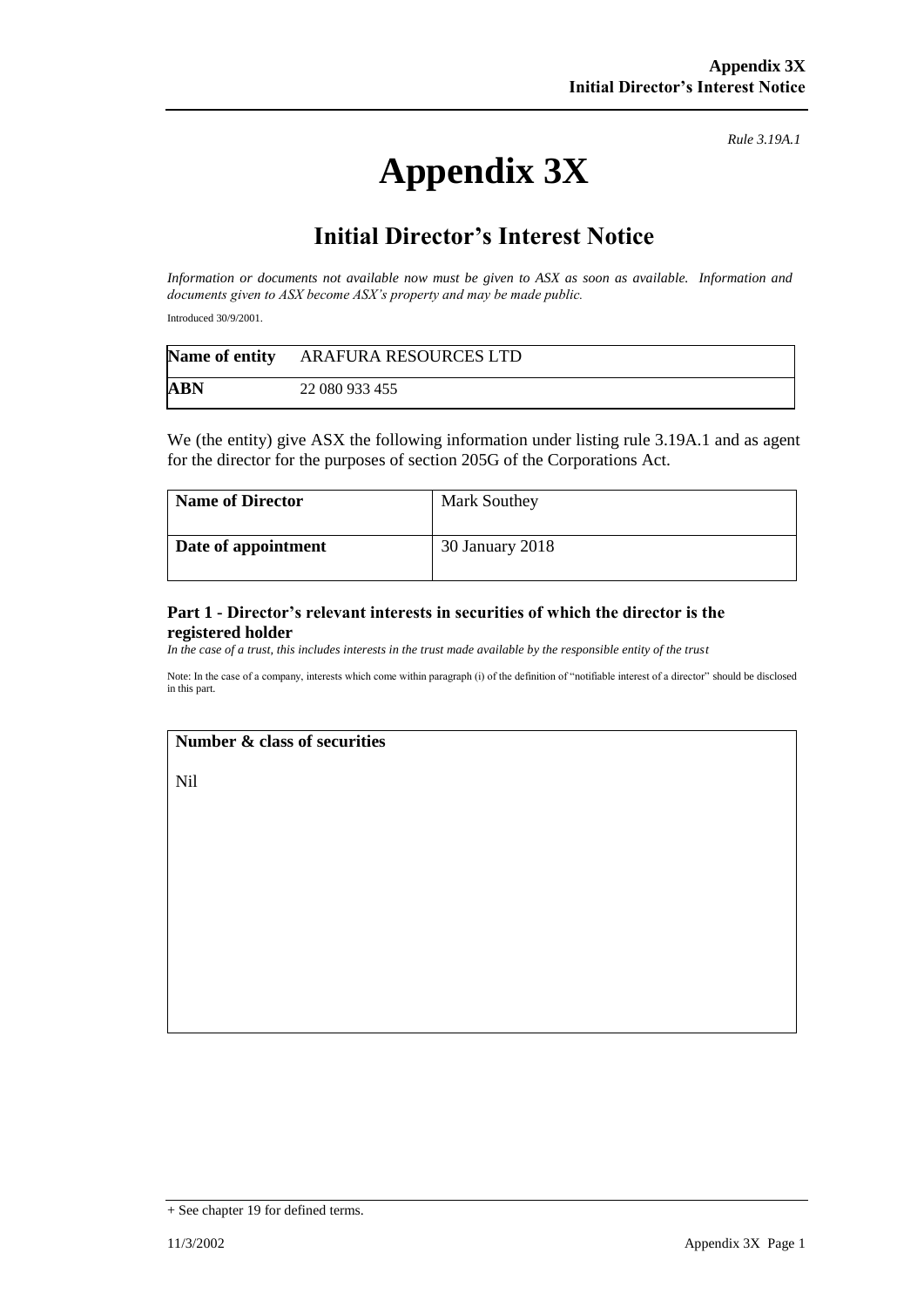*Rule 3.19A.1*

# Appendix 3X

## Initial Director's Interest Notice

*Information or documents not available now must be given to ASX as soon as available. Information and documents given to ASX become ASX's property and may be made public.*

Introduced 30/9/2001.

| **Name of entity** | ARAFURA RESOURCES LTD |
|---|---|
| **ABN** | 22 080 933 455 |

We (the entity) give ASX the following information under listing rule 3.19A.1 and as agent for the director for the purposes of section 205G of the Corporations Act.

| **Name of Director** | Mark Southey |
|---|---|
| **Date of appointment** | 30 January 2018 |

### Part 1 - Director's relevant interests in securities of which the director is the registered holder

*In the case of a trust, this includes interests in the trust made available by the responsible entity of the trust*

Note: In the case of a company, interests which come within paragraph (i) of the definition of "notifiable interest of a director" should be disclosed in this part.

| **Number & class of securities** |
|---|
| Nil |

+ See chapter 19 for defined terms.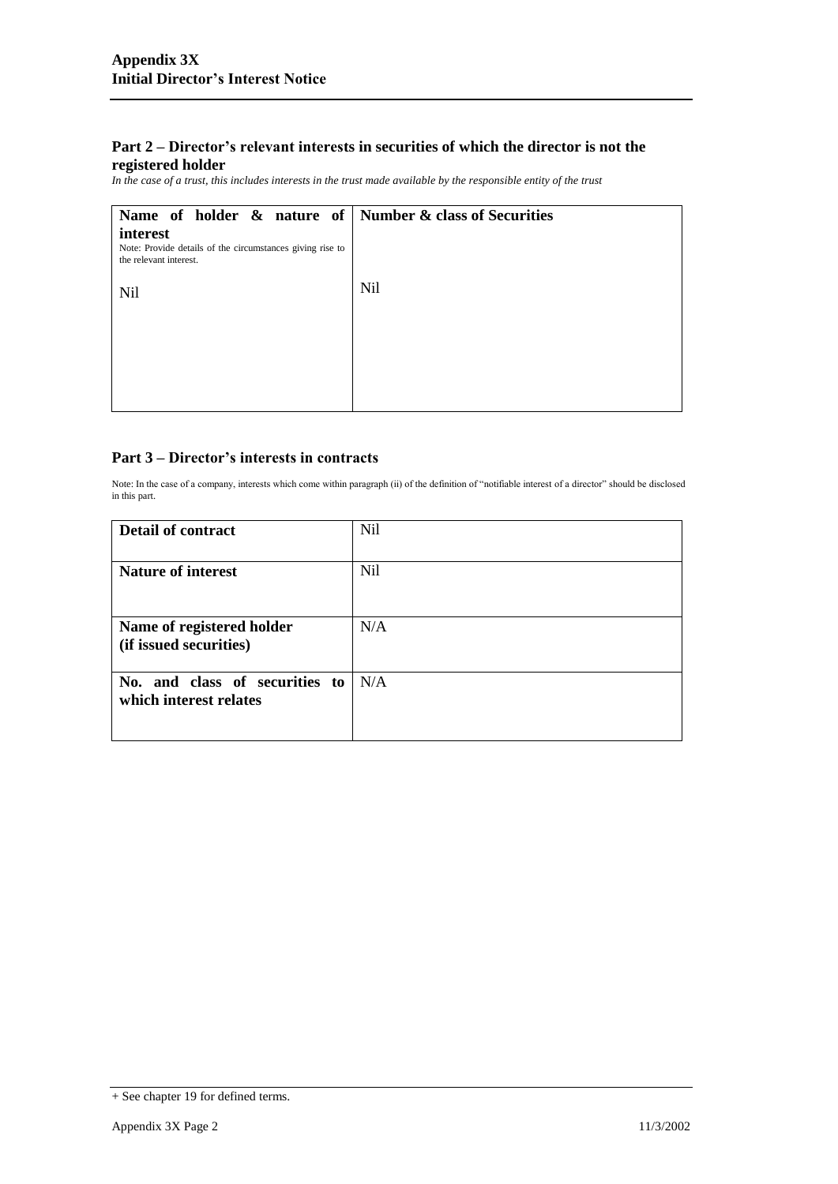## Part 2 – Director's relevant interests in securities of which the director is not the registered holder

*In the case of a trust, this includes interests in the trust made available by the responsible entity of the trust*

| **Name of holder & nature of interest** Note: Provide details of the circumstances giving rise to the relevant interest. | **Number & class of Securities** |
| --- | --- |
| Nil | Nil |

## Part 3 – Director's interests in contracts

Note: In the case of a company, interests which come within paragraph (ii) of the definition of "notifiable interest of a director" should be disclosed in this part.

| | |
| --- | --- |
| **Detail of contract** | Nil |
| **Nature of interest** | Nil |
| **Name of registered holder (if issued securities)** | N/A |
| **No. and class of securities to which interest relates** | N/A |

+ See chapter 19 for defined terms.